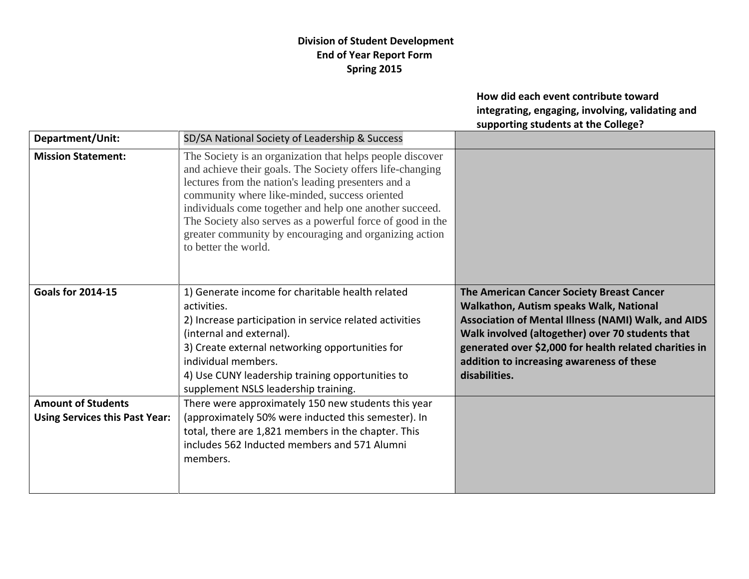**Division of Student Development**
**End of Year Report Form**
**Spring 2015**

| | | **How did each event contribute toward integrating, engaging, involving, validating and supporting students at the College?** |
|---|---|---|
| **Department/Unit:** | SD/SA National Society of Leadership & Success | |
| **Mission Statement:** | The Society is an organization that helps people discover and achieve their goals. The Society offers life-changing lectures from the nation's leading presenters and a community where like-minded, success oriented individuals come together and help one another succeed. The Society also serves as a powerful force of good in the greater community by encouraging and organizing action to better the world. | |
| **Goals for 2014-15** | 1) Generate income for charitable health related activities.<br>2) Increase participation in service related activities (internal and external).<br>3) Create external networking opportunities for individual members.<br>4) Use CUNY leadership training opportunities to supplement NSLS leadership training. | **The American Cancer Society Breast Cancer Walkathon, Autism speaks Walk, National Association of Mental Illness (NAMI) Walk, and AIDS Walk involved (altogether) over 70 students that generated over $2,000 for health related charities in addition to increasing awareness of these disabilities.** |
| **Amount of Students Using Services this Past Year:** | There were approximately 150 new students this year (approximately 50% were inducted this semester). In total, there are 1,821 members in the chapter. This includes 562 Inducted members and 571 Alumni members. | |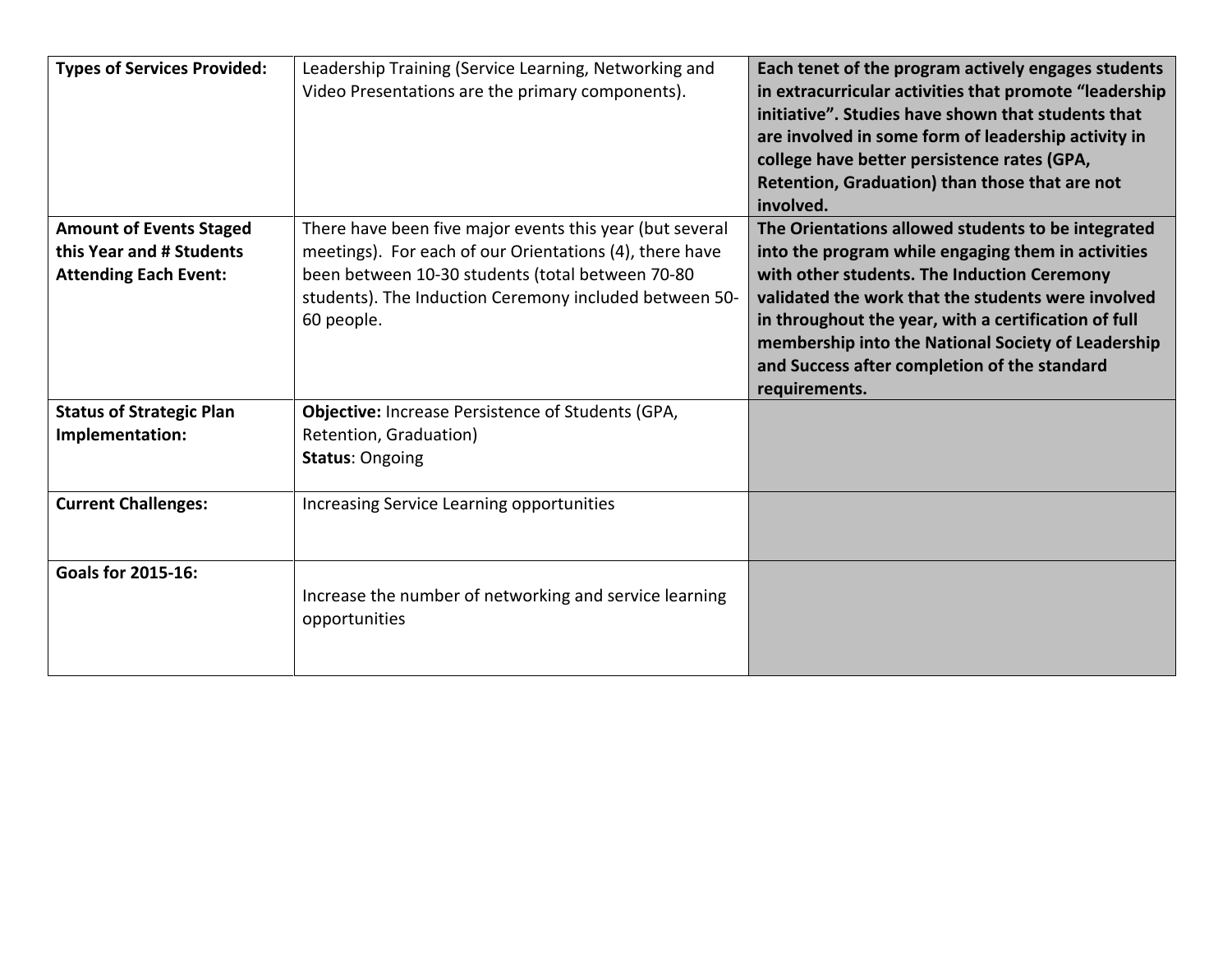| | | |
|---|---|---|
| **Types of Services Provided:** | Leadership Training (Service Learning, Networking and Video Presentations are the primary components). | **Each tenet of the program actively engages students in extracurricular activities that promote "leadership initiative". Studies have shown that students that are involved in some form of leadership activity in college have better persistence rates (GPA, Retention, Graduation) than those that are not involved.** |
| **Amount of Events Staged this Year and # Students Attending Each Event:** | There have been five major events this year (but several meetings). For each of our Orientations (4), there have been between 10-30 students (total between 70-80 students). The Induction Ceremony included between 50-60 people. | **The Orientations allowed students to be integrated into the program while engaging them in activities with other students. The Induction Ceremony validated the work that the students were involved in throughout the year, with a certification of full membership into the National Society of Leadership and Success after completion of the standard requirements.** |
| **Status of Strategic Plan Implementation:** | **Objective:** Increase Persistence of Students (GPA, Retention, Graduation)<br>**Status**: Ongoing | |
| **Current Challenges:** | Increasing Service Learning opportunities | |
| **Goals for 2015-16:** | Increase the number of networking and service learning opportunities | |